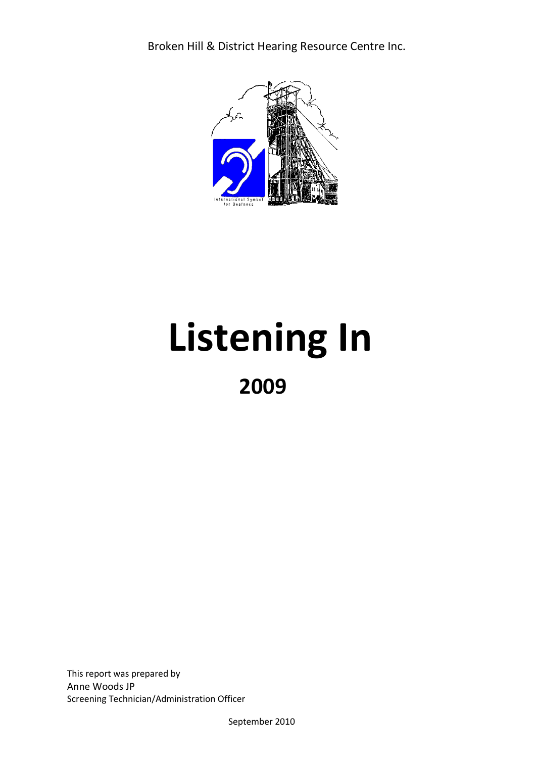Broken Hill & District Hearing Resource Centre Inc.

# Listening In

## 2009

This report was prepared by
Anne Woods JP
Screening Technician/Administration Officer

September 2010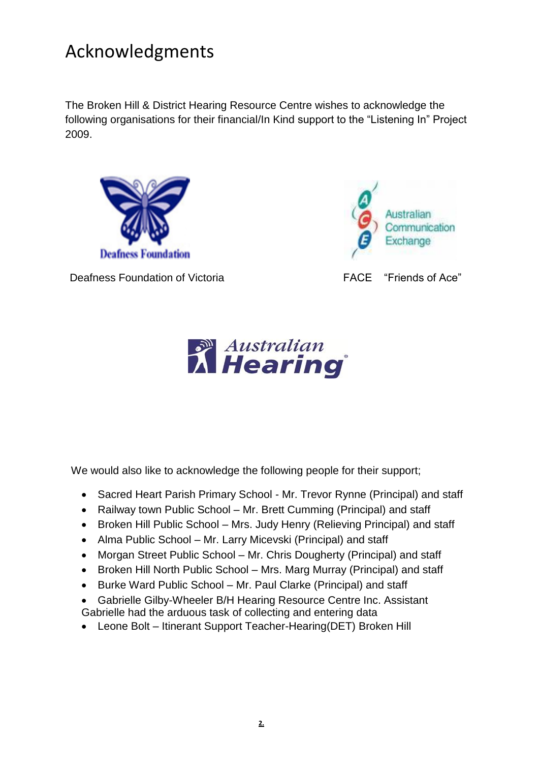# Acknowledgments

The Broken Hill & District Hearing Resource Centre wishes to acknowledge the following organisations for their financial/In Kind support to the "Listening In" Project 2009.

Deafness Foundation of Victoria

FACE "Friends of Ace"

We would also like to acknowledge the following people for their support;

- Sacred Heart Parish Primary School - Mr. Trevor Rynne (Principal) and staff
- Railway town Public School – Mr. Brett Cumming (Principal) and staff
- Broken Hill Public School – Mrs. Judy Henry (Relieving Principal) and staff
- Alma Public School – Mr. Larry Micevski (Principal) and staff
- Morgan Street Public School – Mr. Chris Dougherty (Principal) and staff
- Broken Hill North Public School – Mrs. Marg Murray (Principal) and staff
- Burke Ward Public School – Mr. Paul Clarke (Principal) and staff
- Gabrielle Gilby-Wheeler B/H Hearing Resource Centre Inc. Assistant Gabrielle had the arduous task of collecting and entering data
- Leone Bolt – Itinerant Support Teacher-Hearing(DET) Broken Hill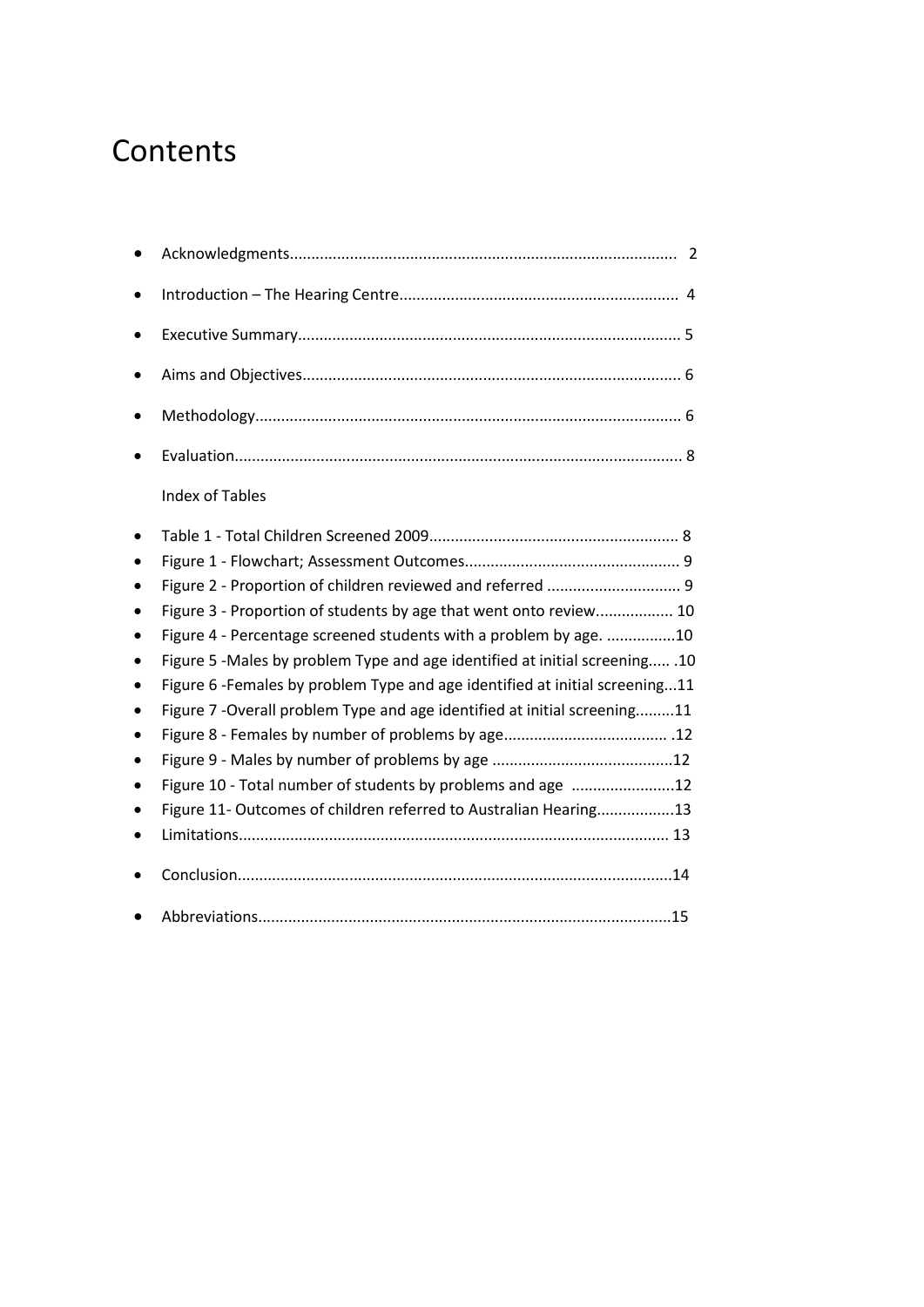# Contents

- Acknowledgments........................................................................................ 2
- Introduction – The Hearing Centre................................................................ 4
- Executive Summary........................................................................................ 5
- Aims and Objectives....................................................................................... 6
- Methodology.................................................................................................. 6
- Evaluation....................................................................................................... 8

Index of Tables

- Table 1 - Total Children Screened 2009.......................................................... 8
- Figure 1 - Flowchart; Assessment Outcomes.................................................. 9
- Figure 2 - Proportion of children reviewed and referred ............................... 9
- Figure 3 - Proportion of students by age that went onto review.................. 10
- Figure 4 - Percentage screened students with a problem by age. ................10
- Figure 5 -Males by problem Type and age identified at initial screening..... .10
- Figure 6 -Females by problem Type and age identified at initial screening...11
- Figure 7 -Overall problem Type and age identified at initial screening.........11
- Figure 8 - Females by number of problems by age...................................... .12
- Figure 9 - Males by number of problems by age ..........................................12
- Figure 10 - Total number of students by problems and age ........................12
- Figure 11- Outcomes of children referred to Australian Hearing..................13
- Limitations.................................................................................................... 13
- Conclusion.....................................................................................................14
- Abbreviations................................................................................................15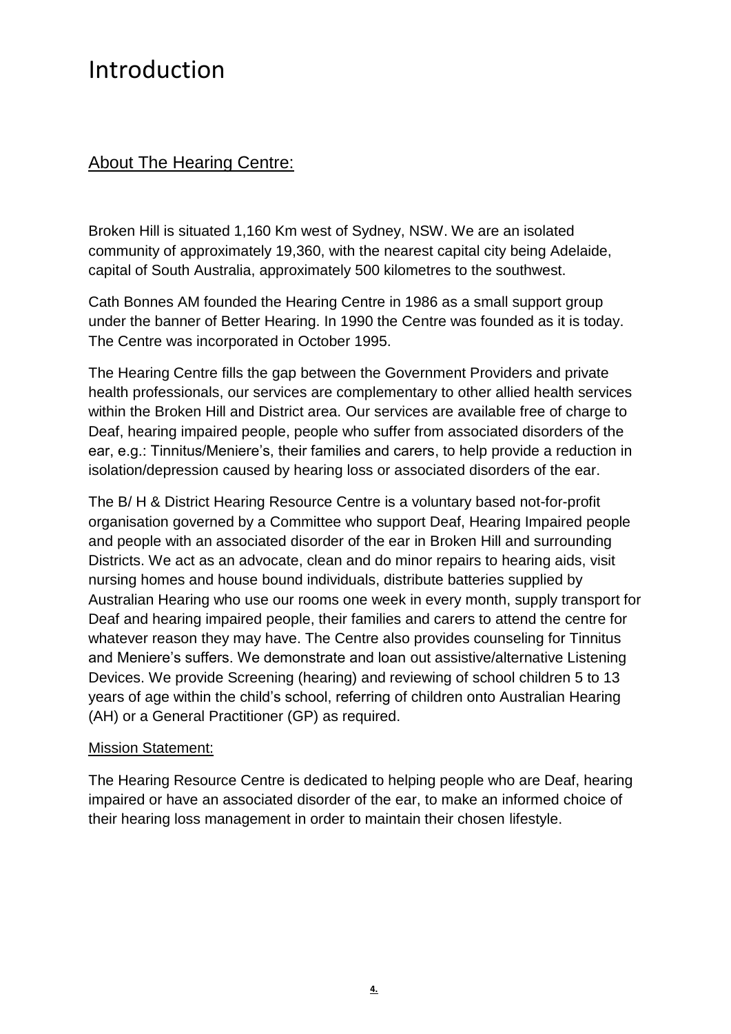# Introduction

## About The Hearing Centre:

Broken Hill is situated 1,160 Km west of Sydney, NSW. We are an isolated community of approximately 19,360, with the nearest capital city being Adelaide, capital of South Australia, approximately 500 kilometres to the southwest.

Cath Bonnes AM founded the Hearing Centre in 1986 as a small support group under the banner of Better Hearing. In 1990 the Centre was founded as it is today. The Centre was incorporated in October 1995.

The Hearing Centre fills the gap between the Government Providers and private health professionals, our services are complementary to other allied health services within the Broken Hill and District area. Our services are available free of charge to Deaf, hearing impaired people, people who suffer from associated disorders of the ear, e.g.: Tinnitus/Meniere's, their families and carers, to help provide a reduction in isolation/depression caused by hearing loss or associated disorders of the ear.

The B/ H & District Hearing Resource Centre is a voluntary based not-for-profit organisation governed by a Committee who support Deaf, Hearing Impaired people and people with an associated disorder of the ear in Broken Hill and surrounding Districts. We act as an advocate, clean and do minor repairs to hearing aids, visit nursing homes and house bound individuals, distribute batteries supplied by Australian Hearing who use our rooms one week in every month, supply transport for Deaf and hearing impaired people, their families and carers to attend the centre for whatever reason they may have. The Centre also provides counseling for Tinnitus and Meniere's suffers. We demonstrate and loan out assistive/alternative Listening Devices. We provide Screening (hearing) and reviewing of school children 5 to 13 years of age within the child's school, referring of children onto Australian Hearing (AH) or a General Practitioner (GP) as required.

### Mission Statement:

The Hearing Resource Centre is dedicated to helping people who are Deaf, hearing impaired or have an associated disorder of the ear, to make an informed choice of their hearing loss management in order to maintain their chosen lifestyle.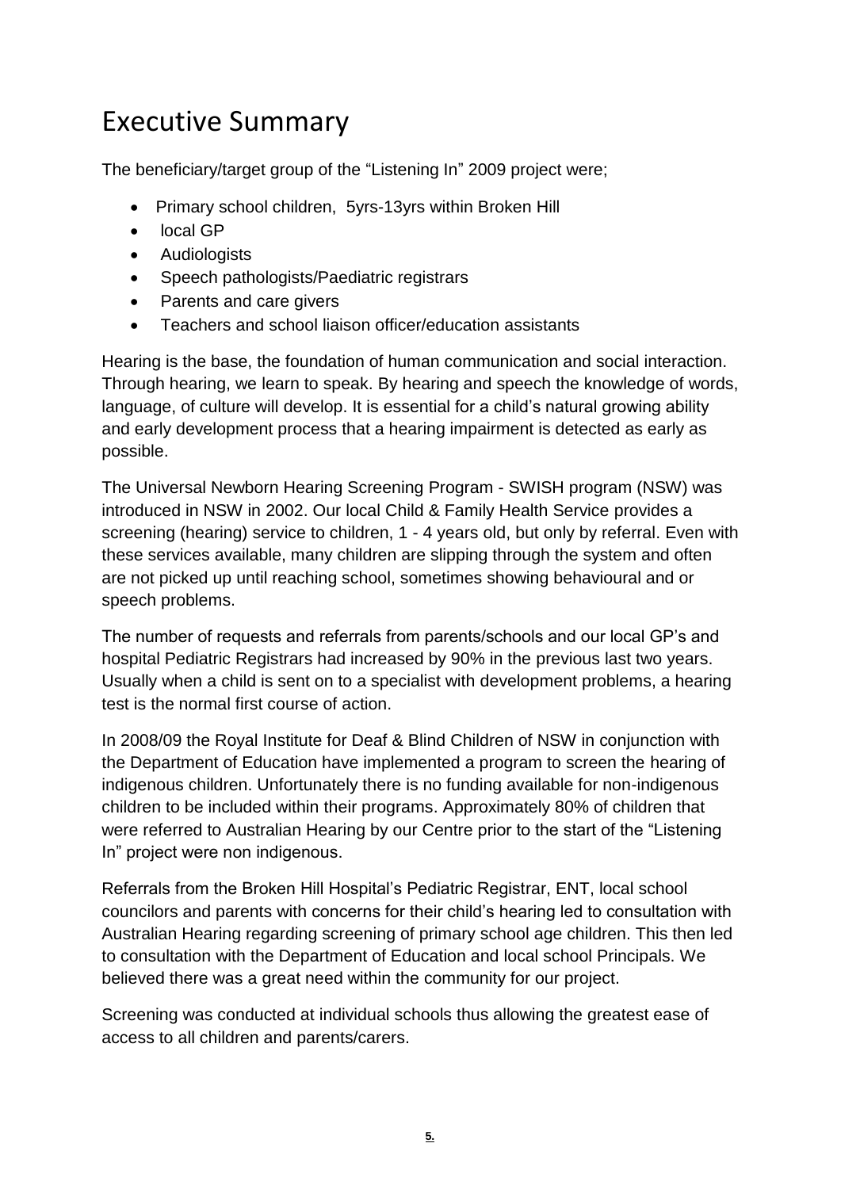# Executive Summary

The beneficiary/target group of the "Listening In" 2009 project were;

- Primary school children, 5yrs-13yrs within Broken Hill
- local GP
- Audiologists
- Speech pathologists/Paediatric registrars
- Parents and care givers
- Teachers and school liaison officer/education assistants

Hearing is the base, the foundation of human communication and social interaction. Through hearing, we learn to speak. By hearing and speech the knowledge of words, language, of culture will develop. It is essential for a child's natural growing ability and early development process that a hearing impairment is detected as early as possible.

The Universal Newborn Hearing Screening Program - SWISH program (NSW) was introduced in NSW in 2002. Our local Child & Family Health Service provides a screening (hearing) service to children, 1 - 4 years old, but only by referral. Even with these services available, many children are slipping through the system and often are not picked up until reaching school, sometimes showing behavioural and or speech problems.

The number of requests and referrals from parents/schools and our local GP's and hospital Pediatric Registrars had increased by 90% in the previous last two years. Usually when a child is sent on to a specialist with development problems, a hearing test is the normal first course of action.

In 2008/09 the Royal Institute for Deaf & Blind Children of NSW in conjunction with the Department of Education have implemented a program to screen the hearing of indigenous children. Unfortunately there is no funding available for non-indigenous children to be included within their programs. Approximately 80% of children that were referred to Australian Hearing by our Centre prior to the start of the "Listening In" project were non indigenous.

Referrals from the Broken Hill Hospital's Pediatric Registrar, ENT, local school councilors and parents with concerns for their child's hearing led to consultation with Australian Hearing regarding screening of primary school age children. This then led to consultation with the Department of Education and local school Principals. We believed there was a great need within the community for our project.

Screening was conducted at individual schools thus allowing the greatest ease of access to all children and parents/carers.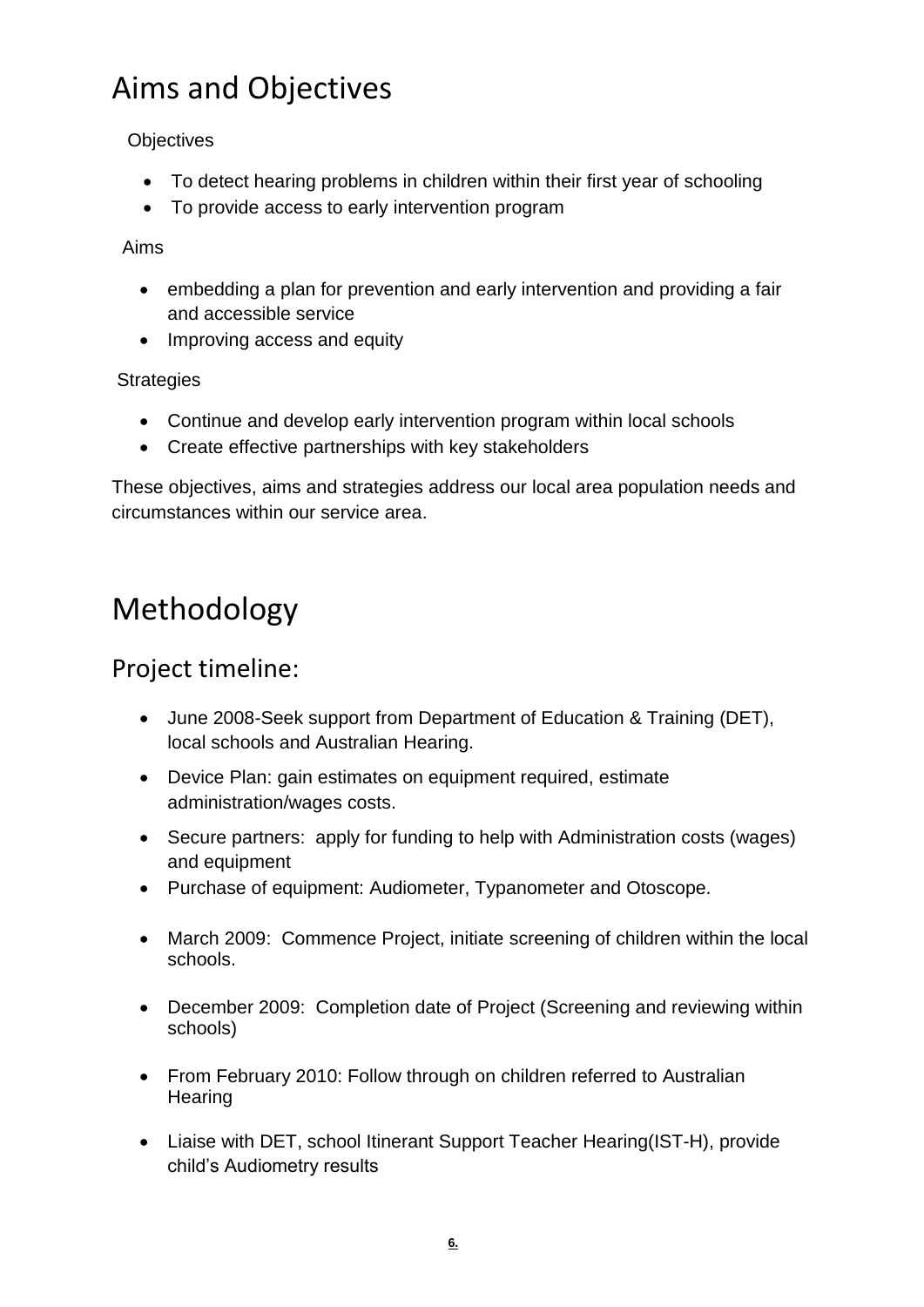# Aims and Objectives

Objectives

- To detect hearing problems in children within their first year of schooling
- To provide access to early intervention program

Aims

- embedding a plan for prevention and early intervention and providing a fair and accessible service
- Improving access and equity

Strategies

- Continue and develop early intervention program within local schools
- Create effective partnerships with key stakeholders

These objectives, aims and strategies address our local area population needs and circumstances within our service area.

# Methodology

## Project timeline:

- June 2008-Seek support from Department of Education & Training (DET), local schools and Australian Hearing.
- Device Plan: gain estimates on equipment required, estimate administration/wages costs.
- Secure partners: apply for funding to help with Administration costs (wages) and equipment
- Purchase of equipment: Audiometer, Typanometer and Otoscope.
- March 2009: Commence Project, initiate screening of children within the local schools.
- December 2009: Completion date of Project (Screening and reviewing within schools)
- From February 2010: Follow through on children referred to Australian Hearing
- Liaise with DET, school Itinerant Support Teacher Hearing(IST-H), provide child's Audiometry results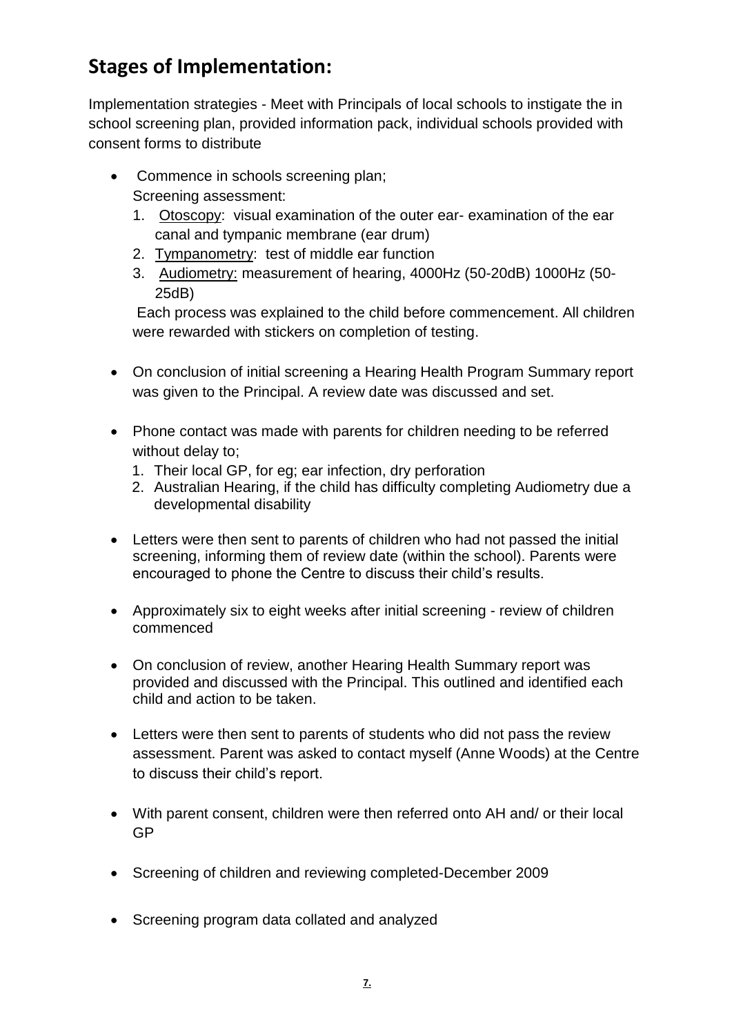## Stages of Implementation:

Implementation strategies - Meet with Principals of local schools to instigate the in school screening plan, provided information pack, individual schools provided with consent forms to distribute

- Commence in schools screening plan;
  Screening assessment:
  1. Otoscopy: visual examination of the outer ear- examination of the ear canal and tympanic membrane (ear drum)
  2. Tympanometry: test of middle ear function
  3. Audiometry: measurement of hearing, 4000Hz (50-20dB) 1000Hz (50-25dB)

  Each process was explained to the child before commencement. All children were rewarded with stickers on completion of testing.

- On conclusion of initial screening a Hearing Health Program Summary report was given to the Principal. A review date was discussed and set.

- Phone contact was made with parents for children needing to be referred without delay to;
  1. Their local GP, for eg; ear infection, dry perforation
  2. Australian Hearing, if the child has difficulty completing Audiometry due a developmental disability

- Letters were then sent to parents of children who had not passed the initial screening, informing them of review date (within the school). Parents were encouraged to phone the Centre to discuss their child's results.

- Approximately six to eight weeks after initial screening - review of children commenced

- On conclusion of review, another Hearing Health Summary report was provided and discussed with the Principal. This outlined and identified each child and action to be taken.

- Letters were then sent to parents of students who did not pass the review assessment. Parent was asked to contact myself (Anne Woods) at the Centre to discuss their child's report.

- With parent consent, children were then referred onto AH and/ or their local GP

- Screening of children and reviewing completed-December 2009

- Screening program data collated and analyzed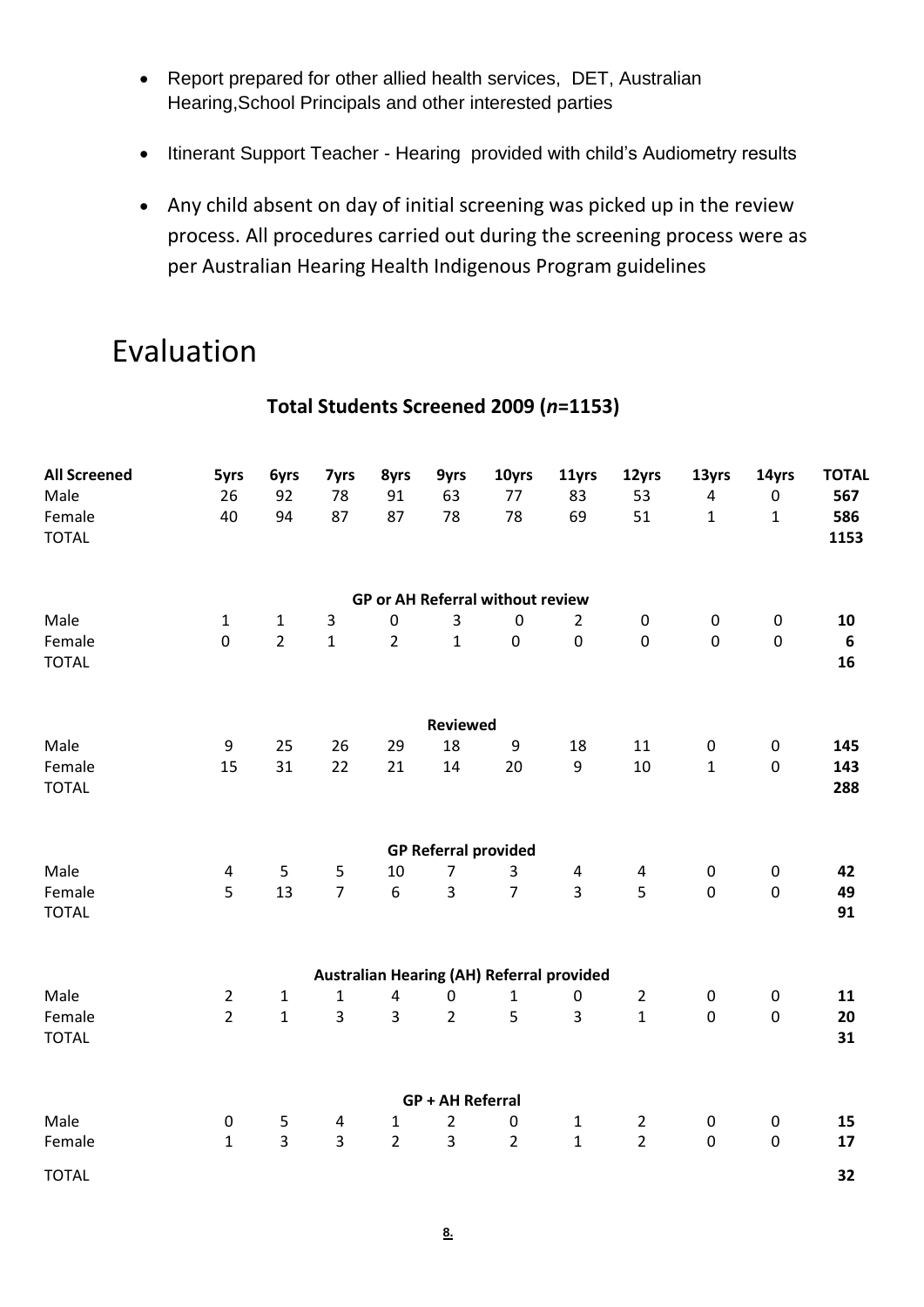- Report prepared for other allied health services, DET, Australian Hearing,School Principals and other interested parties
- Itinerant Support Teacher - Hearing provided with child's Audiometry results
- Any child absent on day of initial screening was picked up in the review process. All procedures carried out during the screening process were as per Australian Hearing Health Indigenous Program guidelines

# Evaluation

## Total Students Screened 2009 (*n*=1153)

| **All Screened** | **5yrs** | **6yrs** | **7yrs** | **8yrs** | **9yrs** | **10yrs** | **11yrs** | **12yrs** | **13yrs** | **14yrs** | **TOTAL** |
|---|---|---|---|---|---|---|---|---|---|---|---|
| Male | 26 | 92 | 78 | 91 | 63 | 77 | 83 | 53 | 4 | 0 | **567** |
| Female | 40 | 94 | 87 | 87 | 78 | 78 | 69 | 51 | 1 | 1 | **586** |
| TOTAL | | | | | | | | | | | **1153** |
| | | | | | **GP or AH Referral without review** | | | | | | |
| Male | 1 | 1 | 3 | 0 | 3 | 0 | 2 | 0 | 0 | 0 | **10** |
| Female | 0 | 2 | 1 | 2 | 1 | 0 | 0 | 0 | 0 | 0 | **6** |
| TOTAL | | | | | | | | | | | **16** |
| | | | | | **Reviewed** | | | | | | |
| Male | 9 | 25 | 26 | 29 | 18 | 9 | 18 | 11 | 0 | 0 | **145** |
| Female | 15 | 31 | 22 | 21 | 14 | 20 | 9 | 10 | 1 | 0 | **143** |
| TOTAL | | | | | | | | | | | **288** |
| | | | | | **GP Referral provided** | | | | | | |
| Male | 4 | 5 | 5 | 10 | 7 | 3 | 4 | 4 | 0 | 0 | **42** |
| Female | 5 | 13 | 7 | 6 | 3 | 7 | 3 | 5 | 0 | 0 | **49** |
| TOTAL | | | | | | | | | | | **91** |
| | | | | | **Australian Hearing (AH) Referral provided** | | | | | | |
| Male | 2 | 1 | 1 | 4 | 0 | 1 | 0 | 2 | 0 | 0 | **11** |
| Female | 2 | 1 | 3 | 3 | 2 | 5 | 3 | 1 | 0 | 0 | **20** |
| TOTAL | | | | | | | | | | | **31** |
| | | | | | **GP + AH Referral** | | | | | | |
| Male | 0 | 5 | 4 | 1 | 2 | 0 | 1 | 2 | 0 | 0 | **15** |
| Female | 1 | 3 | 3 | 2 | 3 | 2 | 1 | 2 | 0 | 0 | **17** |
| TOTAL | | | | | | | | | | | **32** |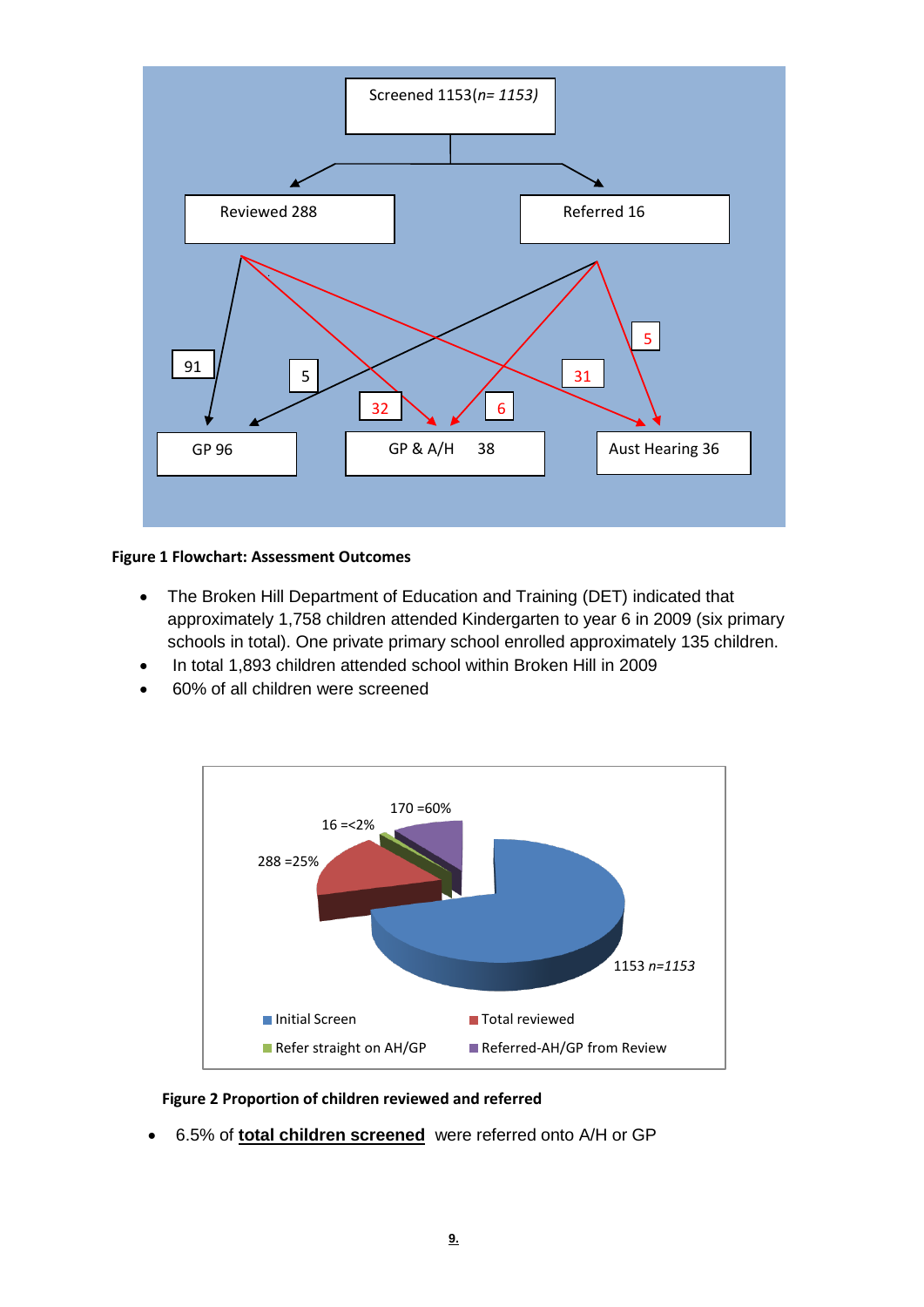**Figure 1 Flowchart: Assessment Outcomes**

- The Broken Hill Department of Education and Training (DET) indicated that approximately 1,758 children attended Kindergarten to year 6 in 2009 (six primary schools in total). One private primary school enrolled approximately 135 children.
- In total 1,893 children attended school within Broken Hill in 2009
- 60% of all children were screened

**Figure 2 Proportion of children reviewed and referred**

- 6.5% of **total children screened** were referred onto A/H or GP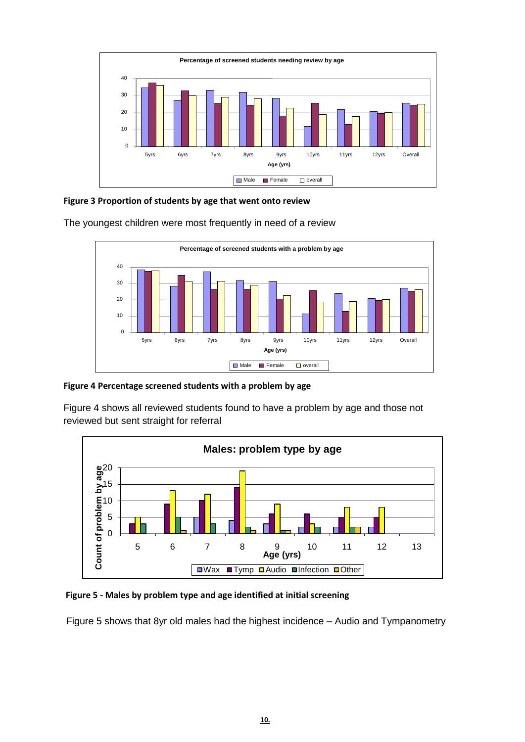**Figure 3 Proportion of students by age that went onto review**

The youngest children were most frequently in need of a review

**Figure 4 Percentage screened students with a problem by age**

Figure 4 shows all reviewed students found to have a problem by age and those not reviewed but sent straight for referral

**Figure 5 - Males by problem type and age identified at initial screening**

Figure 5 shows that 8yr old males had the highest incidence – Audio and Tympanometry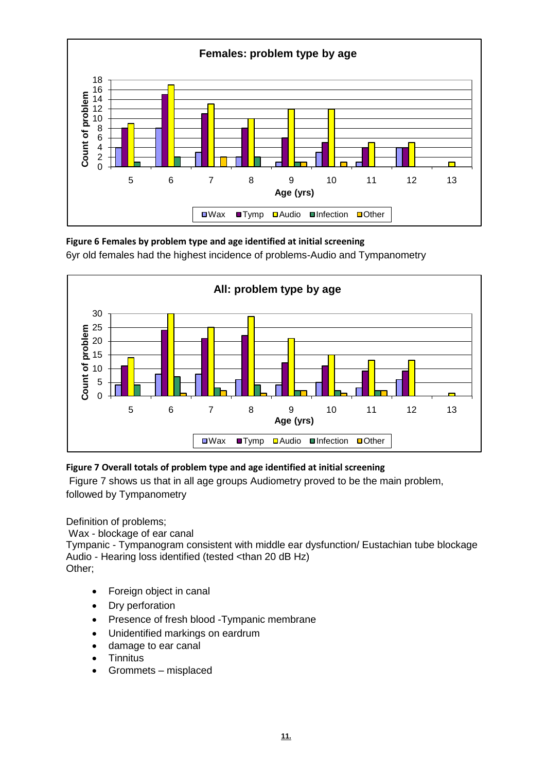**Figure 6 Females by problem type and age identified at initial screening**

6yr old females had the highest incidence of problems-Audio and Tympanometry

**Figure 7 Overall totals of problem type and age identified at initial screening**

Figure 7 shows us that in all age groups Audiometry proved to be the main problem, followed by Tympanometry

Definition of problems;

Wax - blockage of ear canal

Tympanic - Tympanogram consistent with middle ear dysfunction/ Eustachian tube blockage

Audio - Hearing loss identified (tested <than 20 dB Hz)

Other;

- Foreign object in canal
- Dry perforation
- Presence of fresh blood -Tympanic membrane
- Unidentified markings on eardrum
- damage to ear canal
- Tinnitus
- Grommets – misplaced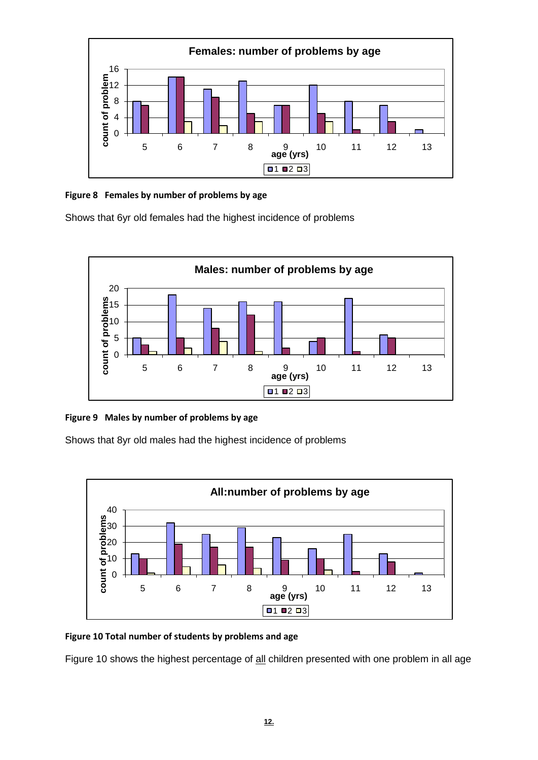**Figure 8 Females by number of problems by age**

Shows that 6yr old females had the highest incidence of problems

**Figure 9 Males by number of problems by age**

Shows that 8yr old males had the highest incidence of problems

**Figure 10 Total number of students by problems and age**

Figure 10 shows the highest percentage of <u>all</u> children presented with one problem in all age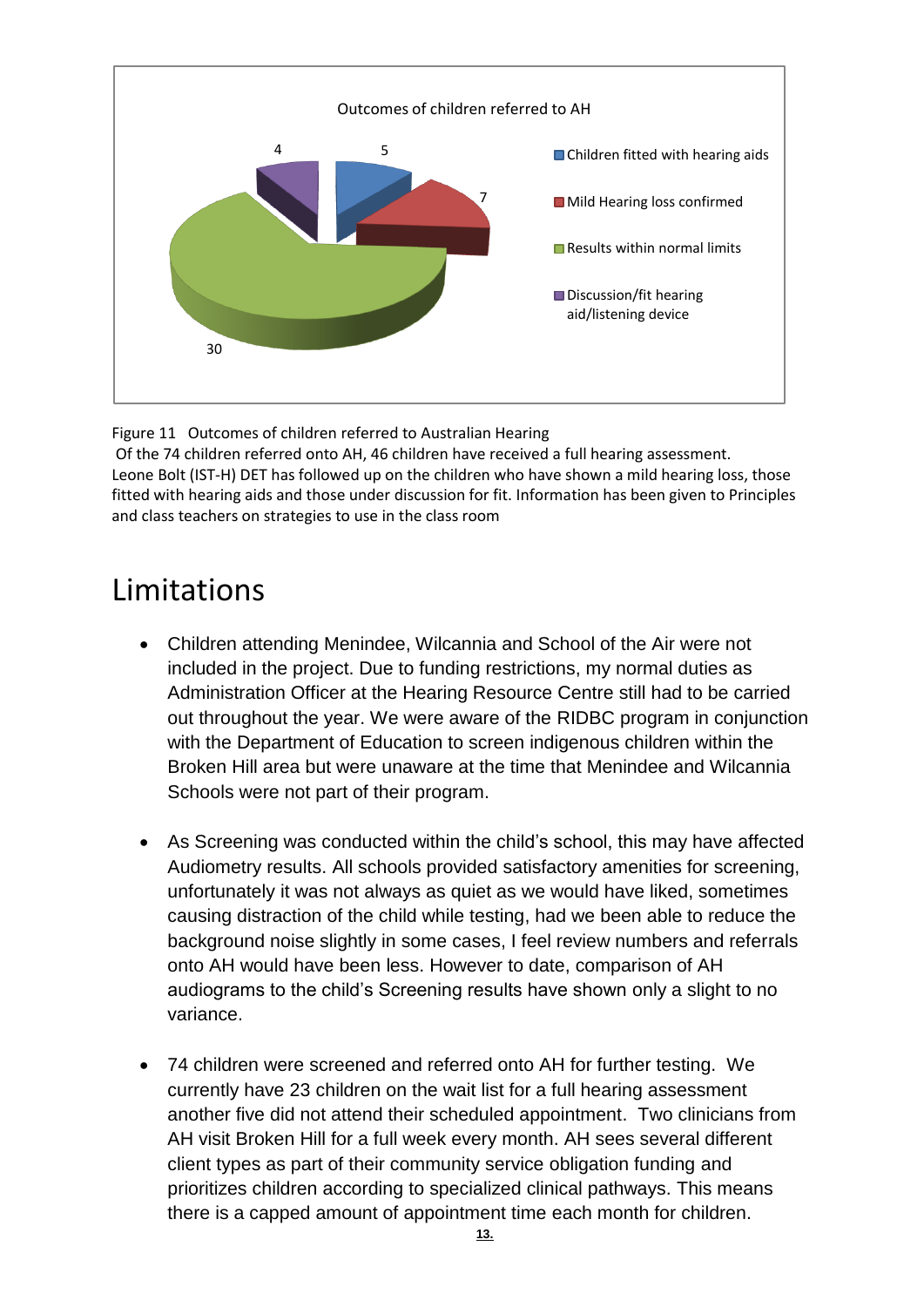Figure 11 Outcomes of children referred to Australian Hearing

Of the 74 children referred onto AH, 46 children have received a full hearing assessment. Leone Bolt (IST-H) DET has followed up on the children who have shown a mild hearing loss, those fitted with hearing aids and those under discussion for fit. Information has been given to Principles and class teachers on strategies to use in the class room

# Limitations

- Children attending Menindee, Wilcannia and School of the Air were not included in the project. Due to funding restrictions, my normal duties as Administration Officer at the Hearing Resource Centre still had to be carried out throughout the year. We were aware of the RIDBC program in conjunction with the Department of Education to screen indigenous children within the Broken Hill area but were unaware at the time that Menindee and Wilcannia Schools were not part of their program.

- As Screening was conducted within the child's school, this may have affected Audiometry results. All schools provided satisfactory amenities for screening, unfortunately it was not always as quiet as we would have liked, sometimes causing distraction of the child while testing, had we been able to reduce the background noise slightly in some cases, I feel review numbers and referrals onto AH would have been less. However to date, comparison of AH audiograms to the child's Screening results have shown only a slight to no variance.

- 74 children were screened and referred onto AH for further testing. We currently have 23 children on the wait list for a full hearing assessment another five did not attend their scheduled appointment. Two clinicians from AH visit Broken Hill for a full week every month. AH sees several different client types as part of their community service obligation funding and prioritizes children according to specialized clinical pathways. This means there is a capped amount of appointment time each month for children.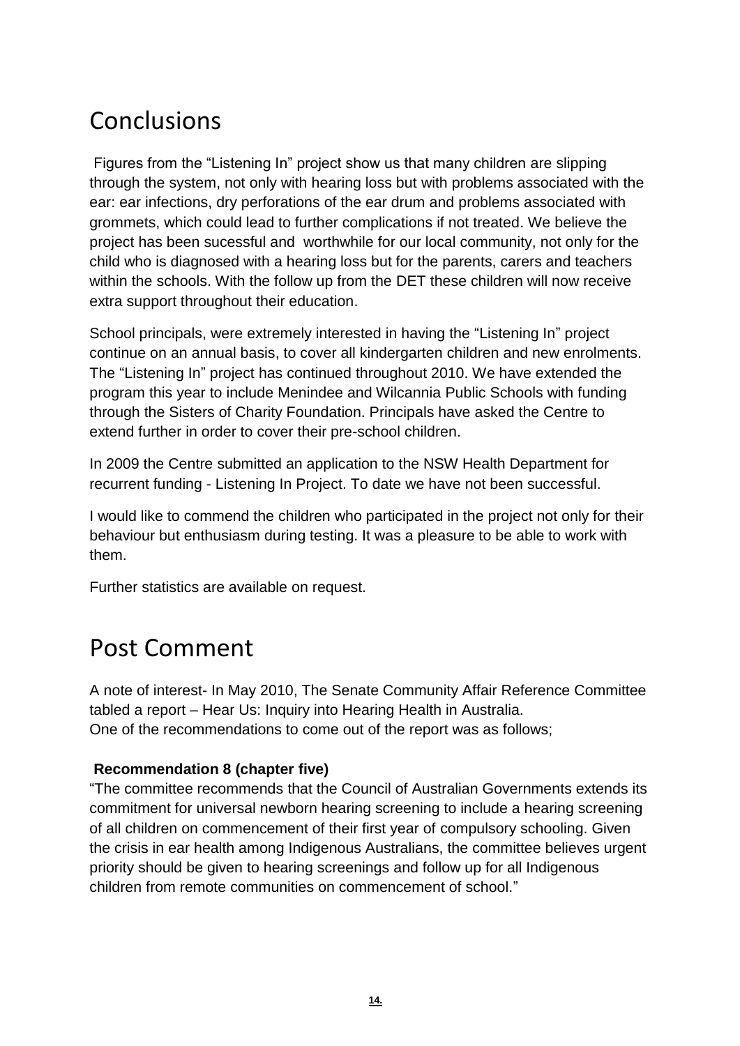# Conclusions

Figures from the "Listening In" project show us that many children are slipping through the system, not only with hearing loss but with problems associated with the ear: ear infections, dry perforations of the ear drum and problems associated with grommets, which could lead to further complications if not treated. We believe the project has been sucessful and worthwhile for our local community, not only for the child who is diagnosed with a hearing loss but for the parents, carers and teachers within the schools. With the follow up from the DET these children will now receive extra support throughout their education.

School principals, were extremely interested in having the "Listening In" project continue on an annual basis, to cover all kindergarten children and new enrolments. The "Listening In" project has continued throughout 2010. We have extended the program this year to include Menindee and Wilcannia Public Schools with funding through the Sisters of Charity Foundation. Principals have asked the Centre to extend further in order to cover their pre-school children.

In 2009 the Centre submitted an application to the NSW Health Department for recurrent funding - Listening In Project. To date we have not been successful.

I would like to commend the children who participated in the project not only for their behaviour but enthusiasm during testing. It was a pleasure to be able to work with them.

Further statistics are available on request.

# Post Comment

A note of interest- In May 2010, The Senate Community Affair Reference Committee tabled a report – Hear Us: Inquiry into Hearing Health in Australia.
One of the recommendations to come out of the report was as follows;

**Recommendation 8 (chapter five)**
"The committee recommends that the Council of Australian Governments extends its commitment for universal newborn hearing screening to include a hearing screening of all children on commencement of their first year of compulsory schooling. Given the crisis in ear health among Indigenous Australians, the committee believes urgent priority should be given to hearing screenings and follow up for all Indigenous children from remote communities on commencement of school."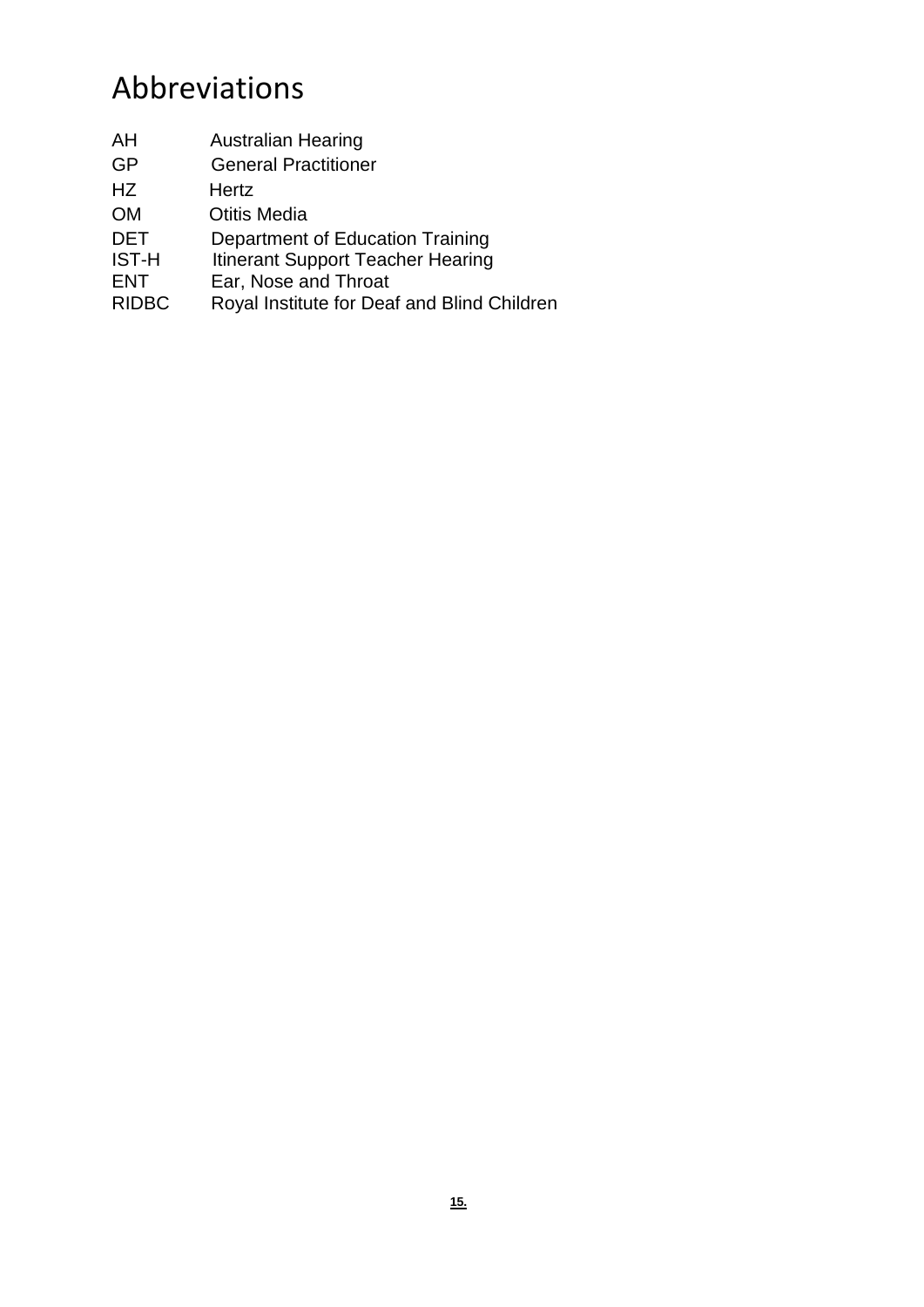# Abbreviations

| | |
|---|---|
| AH | Australian Hearing |
| GP | General Practitioner |
| HZ | Hertz |
| OM | Otitis Media |
| DET | Department of Education Training |
| IST-H | Itinerant Support Teacher Hearing |
| ENT | Ear, Nose and Throat |
| RIDBC | Royal Institute for Deaf and Blind Children |